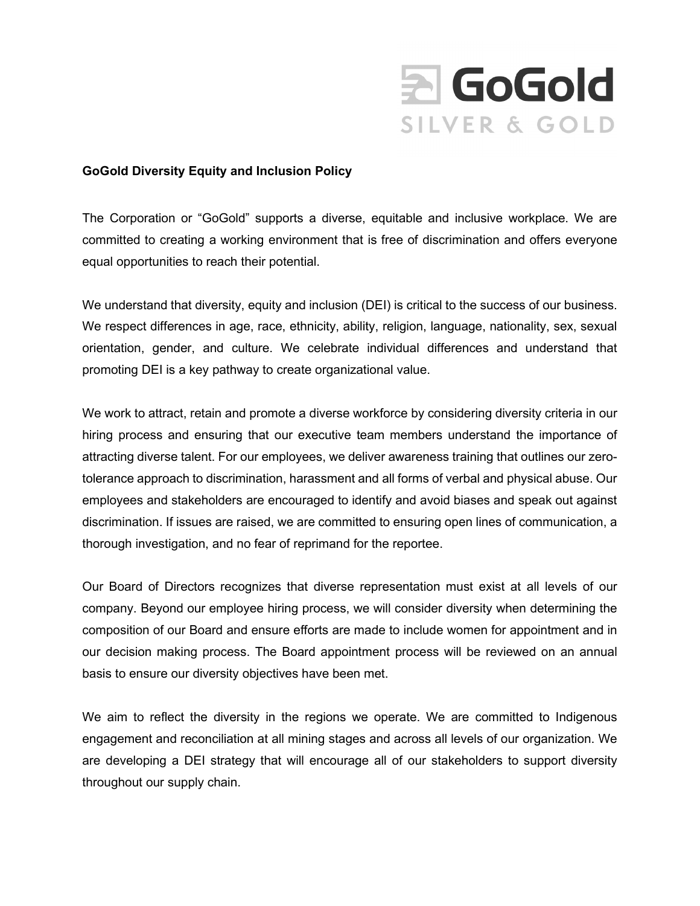**GoGold Diversity Equity and Inclusion Policy**

The Corporation or "GoGold" supports a diverse, equitable and inclusive workplace. We are committed to creating a working environment that is free of discrimination and offers everyone equal opportunities to reach their potential.

We understand that diversity, equity and inclusion (DEI) is critical to the success of our business. We respect differences in age, race, ethnicity, ability, religion, language, nationality, sex, sexual orientation, gender, and culture. We celebrate individual differences and understand that promoting DEI is a key pathway to create organizational value.

We work to attract, retain and promote a diverse workforce by considering diversity criteria in our hiring process and ensuring that our executive team members understand the importance of attracting diverse talent. For our employees, we deliver awareness training that outlines our zero-tolerance approach to discrimination, harassment and all forms of verbal and physical abuse. Our employees and stakeholders are encouraged to identify and avoid biases and speak out against discrimination. If issues are raised, we are committed to ensuring open lines of communication, a thorough investigation, and no fear of reprimand for the reportee.

Our Board of Directors recognizes that diverse representation must exist at all levels of our company. Beyond our employee hiring process, we will consider diversity when determining the composition of our Board and ensure efforts are made to include women for appointment and in our decision making process. The Board appointment process will be reviewed on an annual basis to ensure our diversity objectives have been met.

We aim to reflect the diversity in the regions we operate. We are committed to Indigenous engagement and reconciliation at all mining stages and across all levels of our organization. We are developing a DEI strategy that will encourage all of our stakeholders to support diversity throughout our supply chain.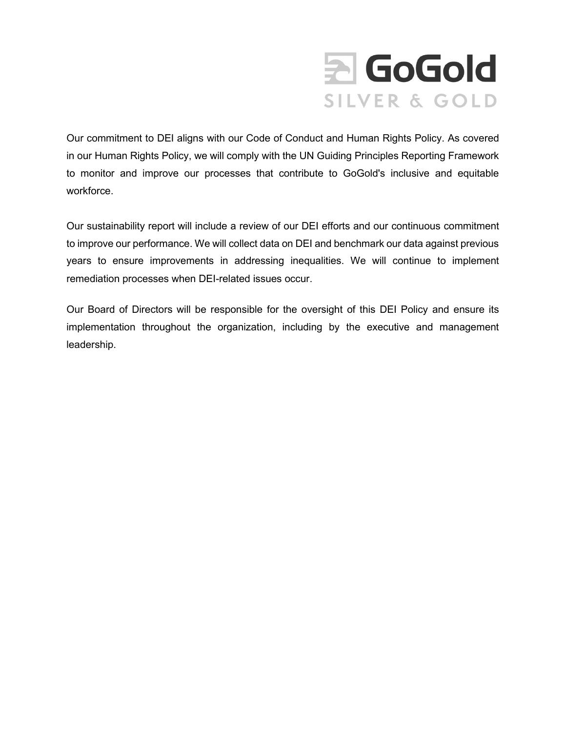Our commitment to DEI aligns with our Code of Conduct and Human Rights Policy. As covered in our Human Rights Policy, we will comply with the UN Guiding Principles Reporting Framework to monitor and improve our processes that contribute to GoGold's inclusive and equitable workforce.

Our sustainability report will include a review of our DEI efforts and our continuous commitment to improve our performance. We will collect data on DEI and benchmark our data against previous years to ensure improvements in addressing inequalities. We will continue to implement remediation processes when DEI-related issues occur.

Our Board of Directors will be responsible for the oversight of this DEI Policy and ensure its implementation throughout the organization, including by the executive and management leadership.